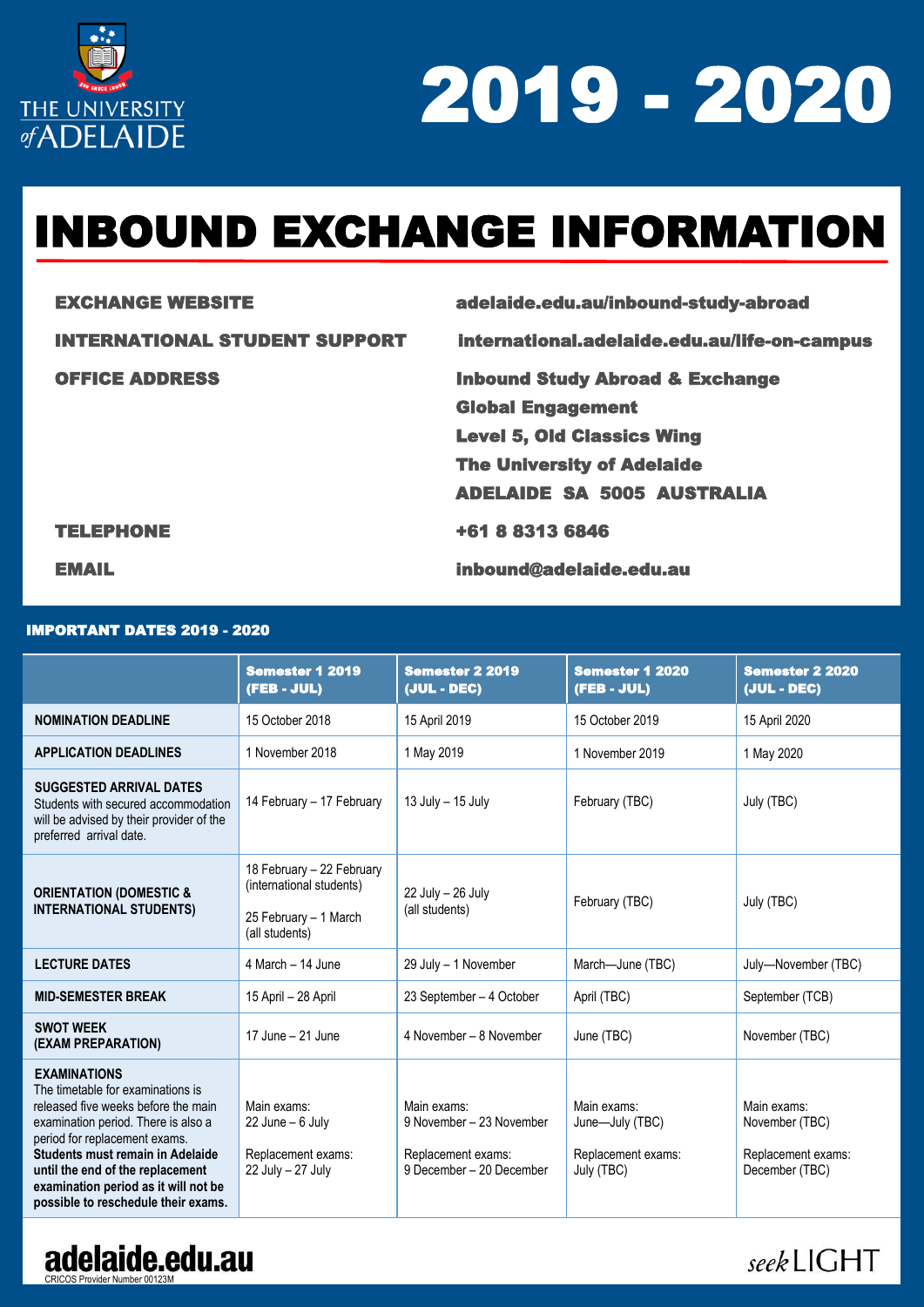THE UNIVERSITY of ADELAIDE

# 2019 - 2020

# INBOUND EXCHANGE INFORMATION

**EXCHANGE WEBSITE** — adelaide.edu.au/inbound-study-abroad

**INTERNATIONAL STUDENT SUPPORT** — international.adelaide.edu.au/life-on-campus

**OFFICE ADDRESS** — Inbound Study Abroad & Exchange
Global Engagement
Level 5, Old Classics Wing
The University of Adelaide
ADELAIDE SA 5005 AUSTRALIA

**TELEPHONE** — +61 8 8313 6846

**EMAIL** — inbound@adelaide.edu.au

## IMPORTANT DATES 2019 - 2020

| | Semester 1 2019 (FEB - JUL) | Semester 2 2019 (JUL - DEC) | Semester 1 2020 (FEB - JUL) | Semester 2 2020 (JUL - DEC) |
|---|---|---|---|---|
| **NOMINATION DEADLINE** | 15 October 2018 | 15 April 2019 | 15 October 2019 | 15 April 2020 |
| **APPLICATION DEADLINES** | 1 November 2018 | 1 May 2019 | 1 November 2019 | 1 May 2020 |
| **SUGGESTED ARRIVAL DATES** Students with secured accommodation will be advised by their provider of the preferred arrival date. | 14 February – 17 February | 13 July – 15 July | February (TBC) | July (TBC) |
| **ORIENTATION (DOMESTIC & INTERNATIONAL STUDENTS)** | 18 February – 22 February (international students) 25 February – 1 March (all students) | 22 July – 26 July (all students) | February (TBC) | July (TBC) |
| **LECTURE DATES** | 4 March – 14 June | 29 July – 1 November | March—June (TBC) | July—November (TBC) |
| **MID-SEMESTER BREAK** | 15 April – 28 April | 23 September – 4 October | April (TBC) | September (TCB) |
| **SWOT WEEK (EXAM PREPARATION)** | 17 June – 21 June | 4 November – 8 November | June (TBC) | November (TBC) |
| **EXAMINATIONS** The timetable for examinations is released five weeks before the main examination period. There is also a period for replacement exams. **Students must remain in Adelaide until the end of the replacement examination period as it will not be possible to reschedule their exams.** | Main exams: 22 June – 6 July Replacement exams: 22 July – 27 July | Main exams: 9 November – 23 November Replacement exams: 9 December – 20 December | Main exams: June—July (TBC) Replacement exams: July (TBC) | Main exams: November (TBC) Replacement exams: December (TBC) |

adelaide.edu.au
CRICOS Provider Number 00123M

*seek* LIGHT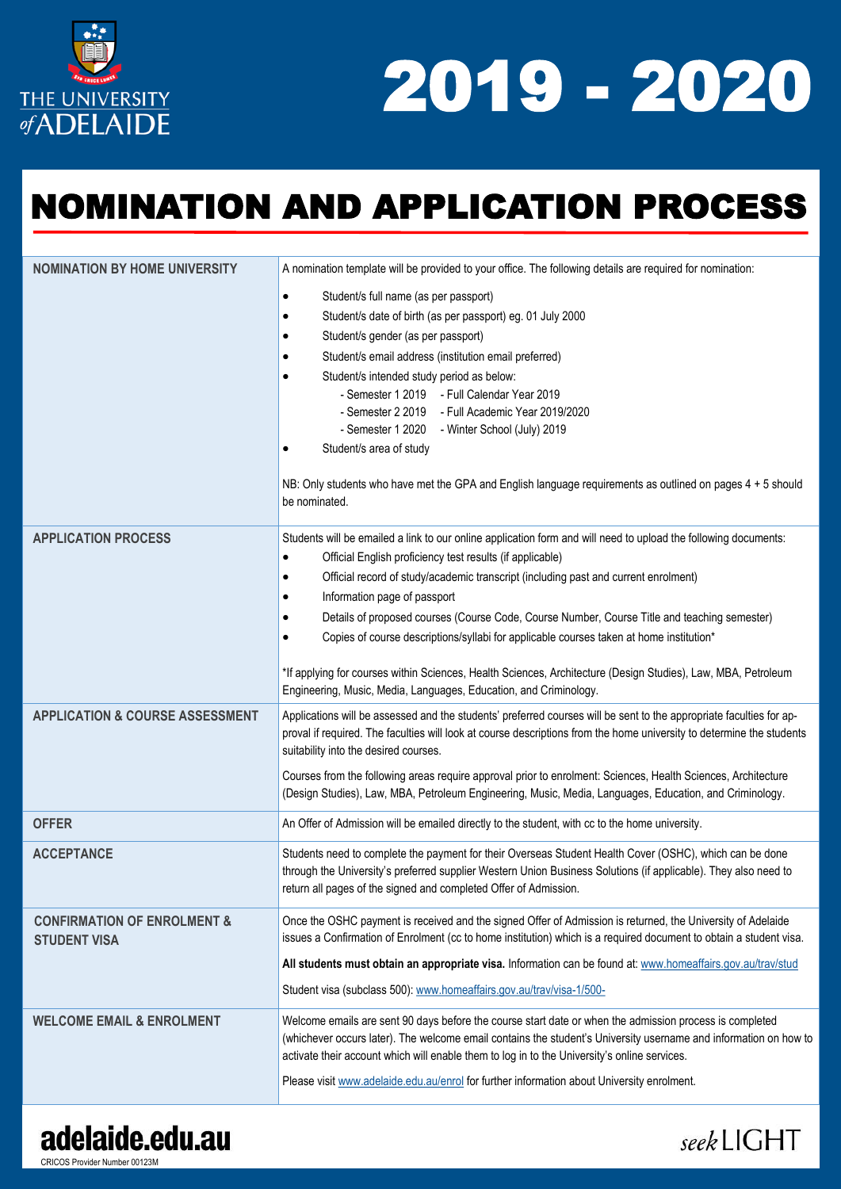# 2019 - 2020

## NOMINATION AND APPLICATION PROCESS

| | |
|---|---|
| **NOMINATION BY HOME UNIVERSITY** | A nomination template will be provided to your office. The following details are required for nomination:<br>• Student/s full name (as per passport)<br>• Student/s date of birth (as per passport) eg. 01 July 2000<br>• Student/s gender (as per passport)<br>• Student/s email address (institution email preferred)<br>• Student/s intended study period as below:<br>- Semester 1 2019 - Full Calendar Year 2019<br>- Semester 2 2019 - Full Academic Year 2019/2020<br>- Semester 1 2020 - Winter School (July) 2019<br>• Student/s area of study<br><br>NB: Only students who have met the GPA and English language requirements as outlined on pages 4 + 5 should be nominated. |
| **APPLICATION PROCESS** | Students will be emailed a link to our online application form and will need to upload the following documents:<br>• Official English proficiency test results (if applicable)<br>• Official record of study/academic transcript (including past and current enrolment)<br>• Information page of passport<br>• Details of proposed courses (Course Code, Course Number, Course Title and teaching semester)<br>• Copies of course descriptions/syllabi for applicable courses taken at home institution*<br><br>*If applying for courses within Sciences, Health Sciences, Architecture (Design Studies), Law, MBA, Petroleum Engineering, Music, Media, Languages, Education, and Criminology. |
| **APPLICATION & COURSE ASSESSMENT** | Applications will be assessed and the students' preferred courses will be sent to the appropriate faculties for approval if required. The faculties will look at course descriptions from the home university to determine the students suitability into the desired courses.<br><br>Courses from the following areas require approval prior to enrolment: Sciences, Health Sciences, Architecture (Design Studies), Law, MBA, Petroleum Engineering, Music, Media, Languages, Education, and Criminology. |
| **OFFER** | An Offer of Admission will be emailed directly to the student, with cc to the home university. |
| **ACCEPTANCE** | Students need to complete the payment for their Overseas Student Health Cover (OSHC), which can be done through the University's preferred supplier Western Union Business Solutions (if applicable). They also need to return all pages of the signed and completed Offer of Admission. |
| **CONFIRMATION OF ENROLMENT & STUDENT VISA** | Once the OSHC payment is received and the signed Offer of Admission is returned, the University of Adelaide issues a Confirmation of Enrolment (cc to home institution) which is a required document to obtain a student visa.<br><br>**All students must obtain an appropriate visa.** Information can be found at: www.homeaffairs.gov.au/trav/stud<br><br>Student visa (subclass 500): www.homeaffairs.gov.au/trav/visa-1/500- |
| **WELCOME EMAIL & ENROLMENT** | Welcome emails are sent 90 days before the course start date or when the admission process is completed (whichever occurs later). The welcome email contains the student's University username and information on how to activate their account which will enable them to log in to the University's online services.<br><br>Please visit www.adelaide.edu.au/enrol for further information about University enrolment. |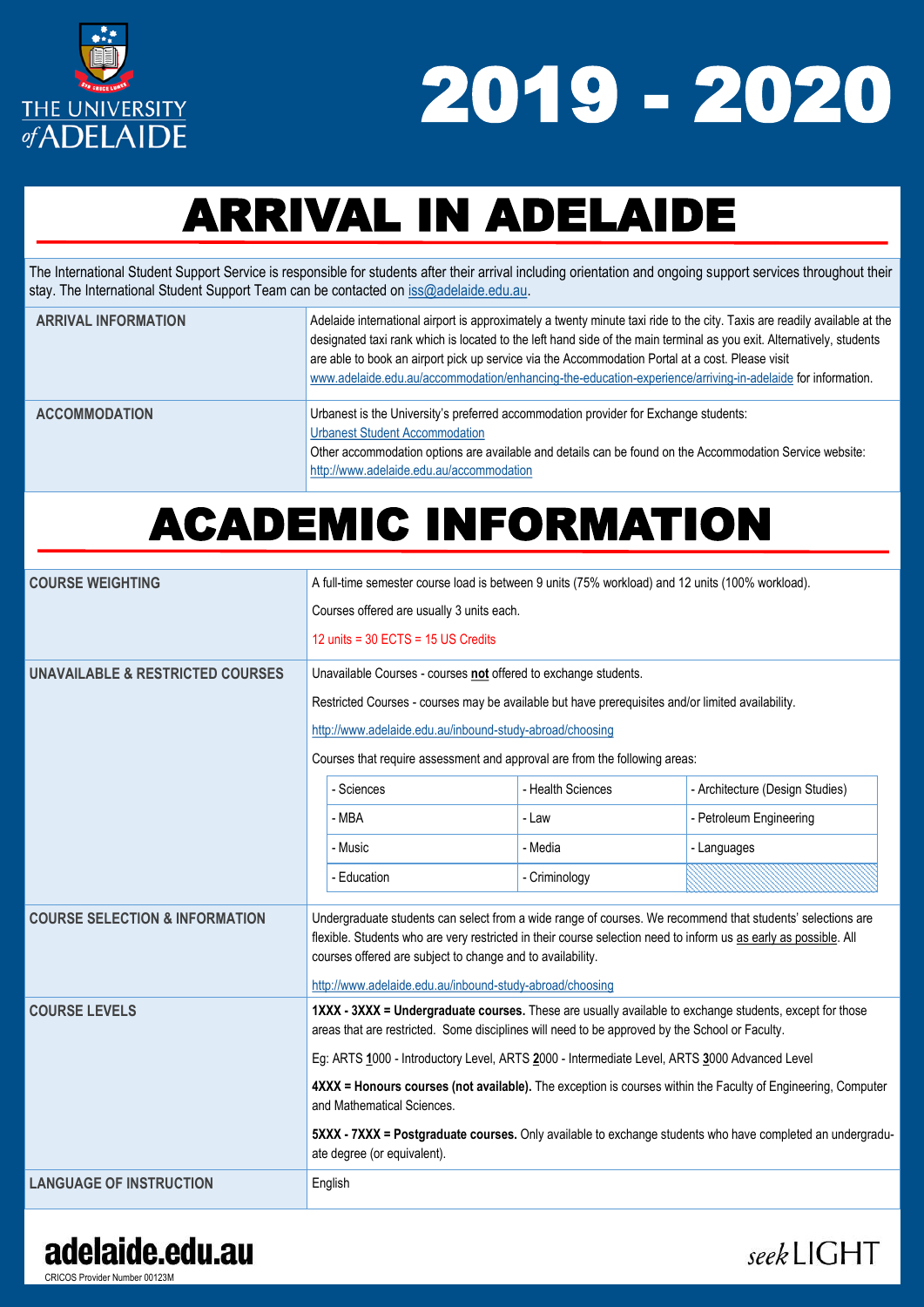# 2019 - 2020

## ARRIVAL IN ADELAIDE

The International Student Support Service is responsible for students after their arrival including orientation and ongoing support services throughout their stay. The International Student Support Team can be contacted on iss@adelaide.edu.au.

| | |
|---|---|
| **ARRIVAL INFORMATION** | Adelaide international airport is approximately a twenty minute taxi ride to the city. Taxis are readily available at the designated taxi rank which is located to the left hand side of the main terminal as you exit. Alternatively, students are able to book an airport pick up service via the Accommodation Portal at a cost. Please visit www.adelaide.edu.au/accommodation/enhancing-the-education-experience/arriving-in-adelaide for information. |
| **ACCOMMODATION** | Urbanest is the University's preferred accommodation provider for Exchange students: Urbanest Student Accommodation<br>Other accommodation options are available and details can be found on the Accommodation Service website: http://www.adelaide.edu.au/accommodation |

## ACADEMIC INFORMATION

| | |
|---|---|
| **COURSE WEIGHTING** | A full-time semester course load is between 9 units (75% workload) and 12 units (100% workload).<br>Courses offered are usually 3 units each.<br>12 units = 30 ECTS = 15 US Credits |
| **UNAVAILABLE & RESTRICTED COURSES** | Unavailable Courses - courses **not** offered to exchange students.<br>Restricted Courses - courses may be available but have prerequisites and/or limited availability.<br>http://www.adelaide.edu.au/inbound-study-abroad/choosing<br>Courses that require assessment and approval are from the following areas:<br>- Sciences; - Health Sciences; - Architecture (Design Studies); - MBA; - Law; - Petroleum Engineering; - Music; - Media; - Languages; - Education; - Criminology |
| **COURSE SELECTION & INFORMATION** | Undergraduate students can select from a wide range of courses. We recommend that students' selections are flexible. Students who are very restricted in their course selection need to inform us as early as possible. All courses offered are subject to change and to availability.<br>http://www.adelaide.edu.au/inbound-study-abroad/choosing |
| **COURSE LEVELS** | **1XXX - 3XXX = Undergraduate courses.** These are usually available to exchange students, except for those areas that are restricted. Some disciplines will need to be approved by the School or Faculty.<br>Eg: ARTS 1000 - Introductory Level, ARTS 2000 - Intermediate Level, ARTS 3000 Advanced Level<br>**4XXX = Honours courses (not available).** The exception is courses within the Faculty of Engineering, Computer and Mathematical Sciences.<br>**5XXX - 7XXX = Postgraduate courses.** Only available to exchange students who have completed an undergraduate degree (or equivalent). |
| **LANGUAGE OF INSTRUCTION** | English |

adelaide.edu.au

CRICOS Provider Number 00123M

*seek* LIGHT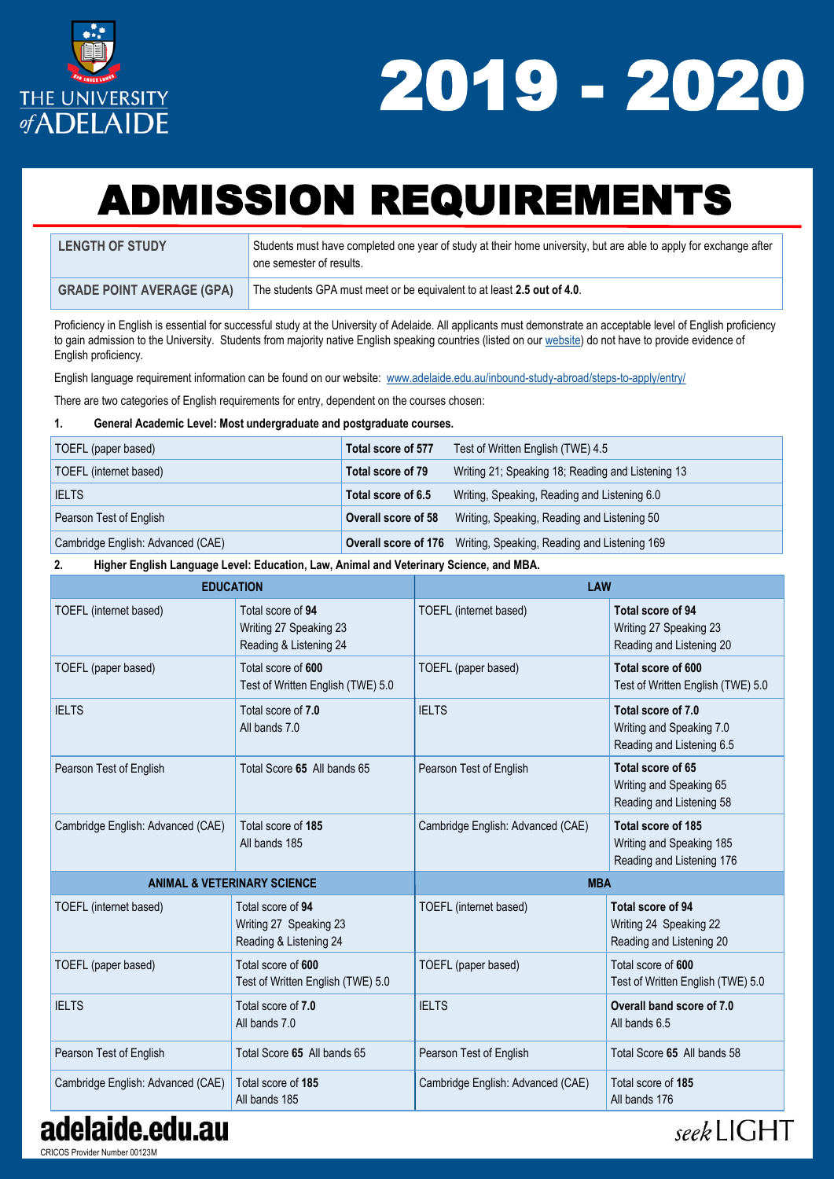THE UNIVERSITY of ADELAIDE

# 2019 - 2020

# ADMISSION REQUIREMENTS

| LENGTH OF STUDY | Students must have completed one year of study at their home university, but are able to apply for exchange after one semester of results. |
|---|---|
| GRADE POINT AVERAGE (GPA) | The students GPA must meet or be equivalent to at least **2.5 out of 4.0**. |

Proficiency in English is essential for successful study at the University of Adelaide. All applicants must demonstrate an acceptable level of English proficiency to gain admission to the University. Students from majority native English speaking countries (listed on our website) do not have to provide evidence of English proficiency.

English language requirement information can be found on our website: www.adelaide.edu.au/inbound-study-abroad/steps-to-apply/entry/

There are two categories of English requirements for entry, dependent on the courses chosen:

**1. General Academic Level: Most undergraduate and postgraduate courses.**

| Test | Score | Requirements |
|---|---|---|
| TOEFL (paper based) | **Total score of 577** | Test of Written English (TWE) 4.5 |
| TOEFL (internet based) | **Total score of 79** | Writing 21; Speaking 18; Reading and Listening 13 |
| IELTS | **Total score of 6.5** | Writing, Speaking, Reading and Listening 6.0 |
| Pearson Test of English | **Overall score of 58** | Writing, Speaking, Reading and Listening 50 |
| Cambridge English: Advanced (CAE) | **Overall score of 176** | Writing, Speaking, Reading and Listening 169 |

**2. Higher English Language Level: Education, Law, Animal and Veterinary Science, and MBA.**

| EDUCATION | | LAW | |
|---|---|---|---|
| TOEFL (internet based) | Total score of **94** Writing 27 Speaking 23 Reading & Listening 24 | TOEFL (internet based) | **Total score of 94** Writing 27 Speaking 23 Reading and Listening 20 |
| TOEFL (paper based) | Total score of **600** Test of Written English (TWE) 5.0 | TOEFL (paper based) | **Total score of 600** Test of Written English (TWE) 5.0 |
| IELTS | Total score of **7.0** All bands 7.0 | IELTS | **Total score of 7.0** Writing and Speaking 7.0 Reading and Listening 6.5 |
| Pearson Test of English | Total Score **65** All bands 65 | Pearson Test of English | **Total score of 65** Writing and Speaking 65 Reading and Listening 58 |
| Cambridge English: Advanced (CAE) | Total score of **185** All bands 185 | Cambridge English: Advanced (CAE) | **Total score of 185** Writing and Speaking 185 Reading and Listening 176 |
| **ANIMAL & VETERINARY SCIENCE** | | **MBA** | |
| TOEFL (internet based) | Total score of **94** Writing 27 Speaking 23 Reading & Listening 24 | TOEFL (internet based) | **Total score of 94** Writing 24 Speaking 22 Reading and Listening 20 |
| TOEFL (paper based) | Total score of **600** Test of Written English (TWE) 5.0 | TOEFL (paper based) | Total score of **600** Test of Written English (TWE) 5.0 |
| IELTS | Total score of **7.0** All bands 7.0 | IELTS | **Overall band score of 7.0** All bands 6.5 |
| Pearson Test of English | Total Score **65** All bands 65 | Pearson Test of English | Total Score **65** All bands 58 |
| Cambridge English: Advanced (CAE) | Total score of **185** All bands 185 | Cambridge English: Advanced (CAE) | Total score of **185** All bands 176 |

**adelaide.edu.au**

CRICOS Provider Number 00123M

*seek* LIGHT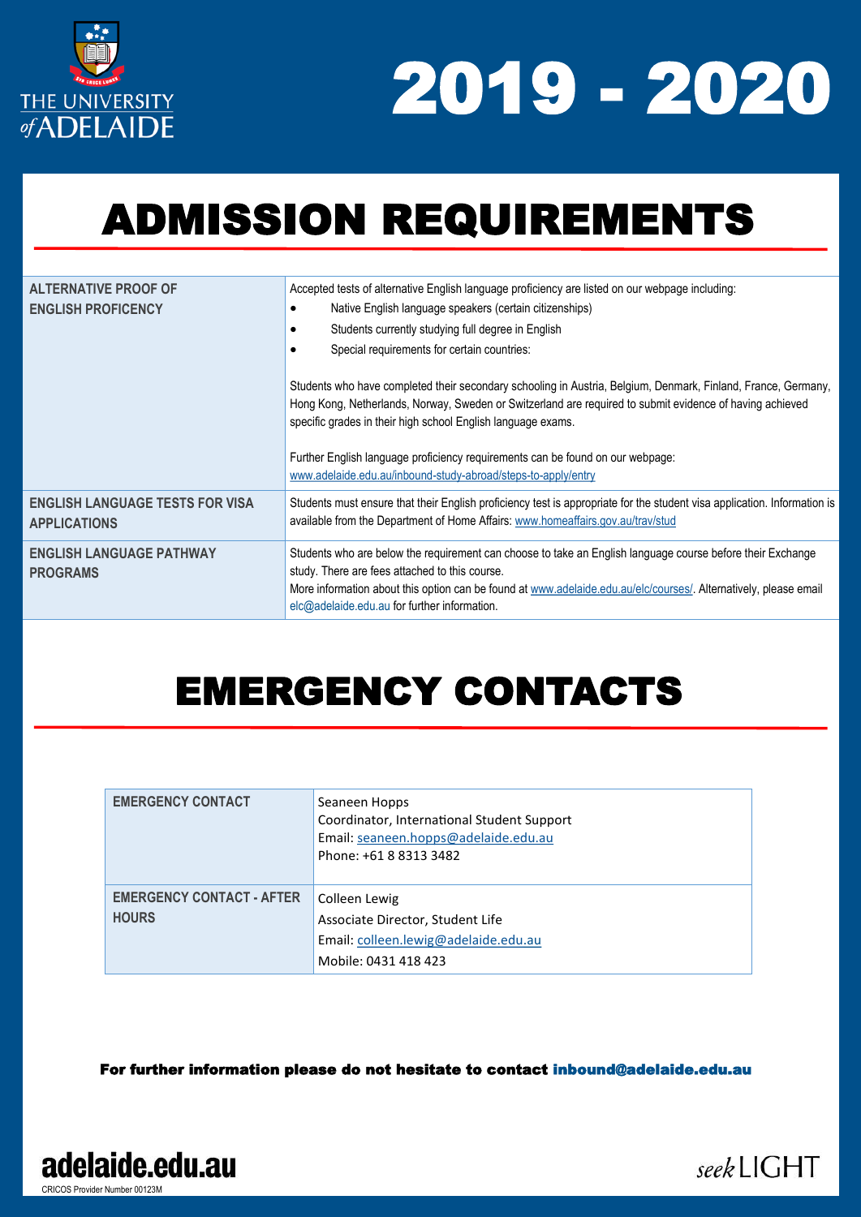THE UNIVERSITY of ADELAIDE

# 2019 - 2020

## ADMISSION REQUIREMENTS

| | |
|---|---|
| **ALTERNATIVE PROOF OF ENGLISH PROFICENCY** | Accepted tests of alternative English language proficiency are listed on our webpage including:<br>• Native English language speakers (certain citizenships)<br>• Students currently studying full degree in English<br>• Special requirements for certain countries:<br><br>Students who have completed their secondary schooling in Austria, Belgium, Denmark, Finland, France, Germany, Hong Kong, Netherlands, Norway, Sweden or Switzerland are required to submit evidence of having achieved specific grades in their high school English language exams.<br><br>Further English language proficiency requirements can be found on our webpage: www.adelaide.edu.au/inbound-study-abroad/steps-to-apply/entry |
| **ENGLISH LANGUAGE TESTS FOR VISA APPLICATIONS** | Students must ensure that their English proficiency test is appropriate for the student visa application. Information is available from the Department of Home Affairs: www.homeaffairs.gov.au/trav/stud |
| **ENGLISH LANGUAGE PATHWAY PROGRAMS** | Students who are below the requirement can choose to take an English language course before their Exchange study. There are fees attached to this course.<br>More information about this option can be found at www.adelaide.edu.au/elc/courses/. Alternatively, please email elc@adelaide.edu.au for further information. |

## EMERGENCY CONTACTS

| | |
|---|---|
| **EMERGENCY CONTACT** | Seaneen Hopps<br>Coordinator, International Student Support<br>Email: seaneen.hopps@adelaide.edu.au<br>Phone: +61 8 8313 3482 |
| **EMERGENCY CONTACT - AFTER HOURS** | Colleen Lewig<br>Associate Director, Student Life<br>Email: colleen.lewig@adelaide.edu.au<br>Mobile: 0431 418 423 |

**For further information please do not hesitate to contact inbound@adelaide.edu.au**

adelaide.edu.au

CRICOS Provider Number 00123M

seek LIGHT